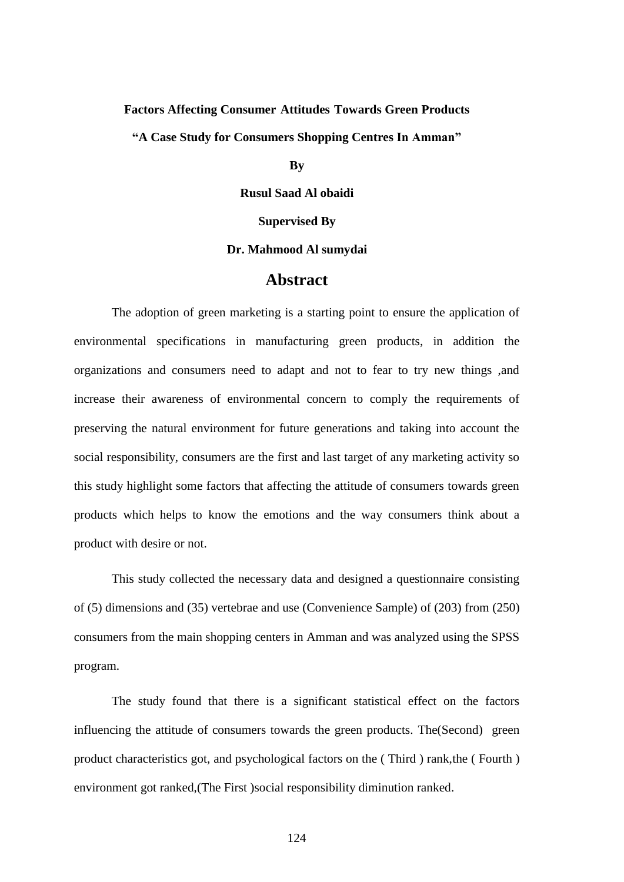**Factors Affecting Consumer Attitudes Towards Green Products**

**"A Case Study for Consumers Shopping Centres In Amman"**

**By**

**Rusul Saad Al obaidi**

**Supervised By**

**Dr. Mahmood Al sumydai**

# Abstract

The adoption of green marketing is a starting point to ensure the application of environmental specifications in manufacturing green products, in addition the organizations and consumers need to adapt and not to fear to try new things ,and increase their awareness of environmental concern to comply the requirements of preserving the natural environment for future generations and taking into account the social responsibility, consumers are the first and last target of any marketing activity so this study highlight some factors that affecting the attitude of consumers towards green products which helps to know the emotions and the way consumers think about a product with desire or not.

This study collected the necessary data and designed a questionnaire consisting of (5) dimensions and (35) vertebrae and use (Convenience Sample) of (203) from (250) consumers from the main shopping centers in Amman and was analyzed using the SPSS program.

The study found that there is a significant statistical effect on the factors influencing the attitude of consumers towards the green products. The(Second) green product characteristics got, and psychological factors on the ( Third ) rank,the ( Fourth ) environment got ranked,(The First )social responsibility diminution ranked.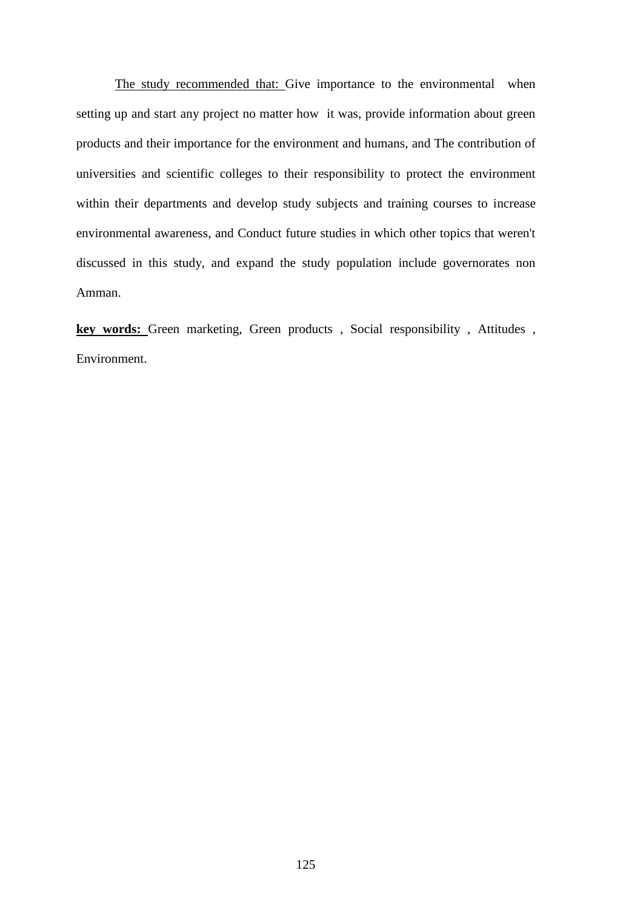The study recommended that: Give importance to the environmental when setting up and start any project no matter how it was, provide information about green products and their importance for the environment and humans, and The contribution of universities and scientific colleges to their responsibility to protect the environment within their departments and develop study subjects and training courses to increase environmental awareness, and Conduct future studies in which other topics that weren't discussed in this study, and expand the study population include governorates non Amman.

**key words:** Green marketing, Green products , Social responsibility , Attitudes , Environment.